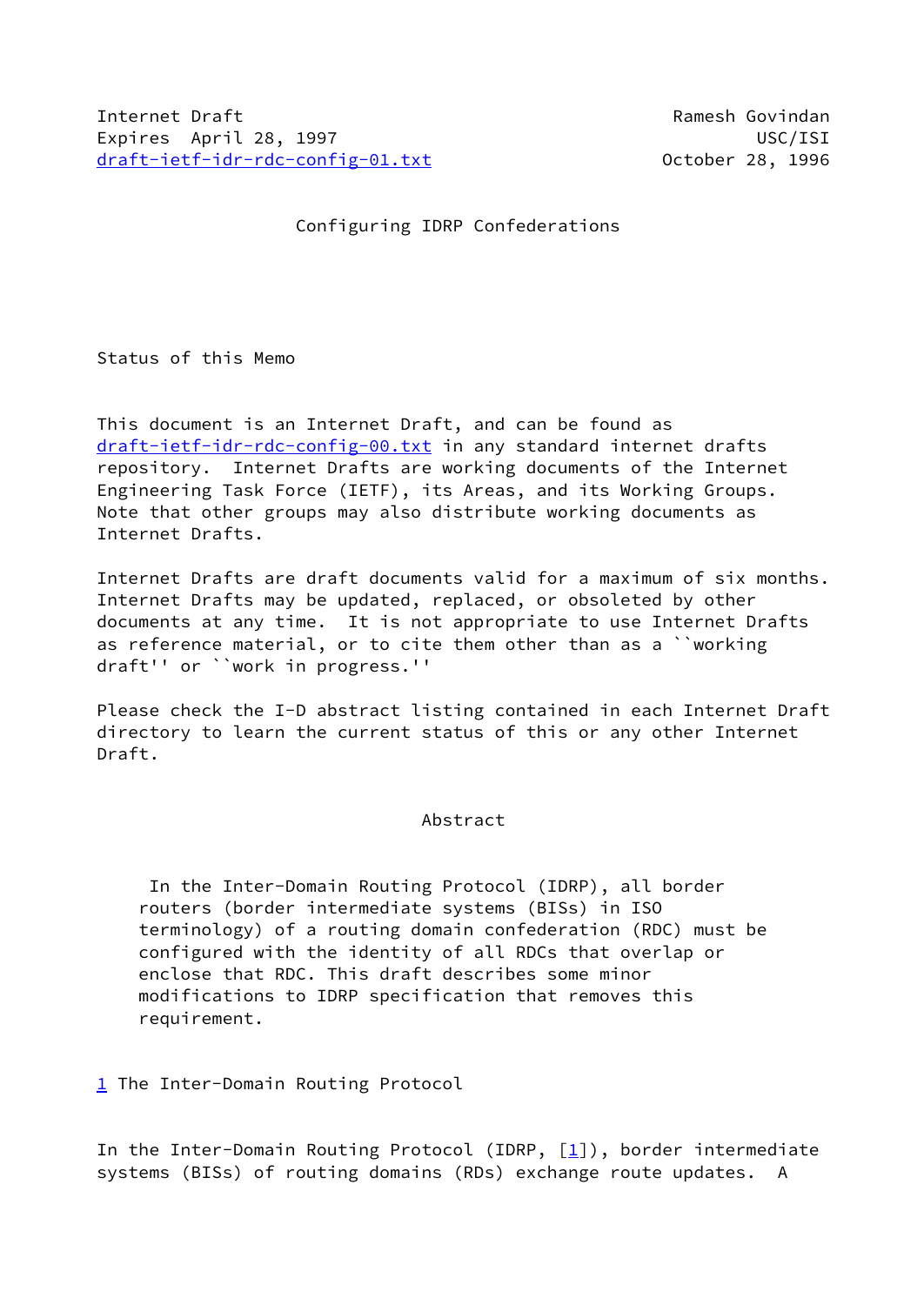Internet Draft                                    Ramesh Govindan
Expires  April 28, 1997                                   USC/ISI
draft-ietf-idr-rdc-config-01.txt                 October 28, 1996

# Configuring IDRP Confederations

## Status of this Memo

This document is an Internet Draft, and can be found as draft-ietf-idr-rdc-config-00.txt in any standard internet drafts repository. Internet Drafts are working documents of the Internet Engineering Task Force (IETF), its Areas, and its Working Groups. Note that other groups may also distribute working documents as Internet Drafts.

Internet Drafts are draft documents valid for a maximum of six months. Internet Drafts may be updated, replaced, or obsoleted by other documents at any time. It is not appropriate to use Internet Drafts as reference material, or to cite them other than as a ``working draft'' or ``work in progress.''

Please check the I-D abstract listing contained in each Internet Draft directory to learn the current status of this or any other Internet Draft.

## Abstract

In the Inter-Domain Routing Protocol (IDRP), all border routers (border intermediate systems (BISs) in ISO terminology) of a routing domain confederation (RDC) must be configured with the identity of all RDCs that overlap or enclose that RDC. This draft describes some minor modifications to IDRP specification that removes this requirement.

## 1 The Inter-Domain Routing Protocol

In the Inter-Domain Routing Protocol (IDRP, [1]), border intermediate systems (BISs) of routing domains (RDs) exchange route updates. A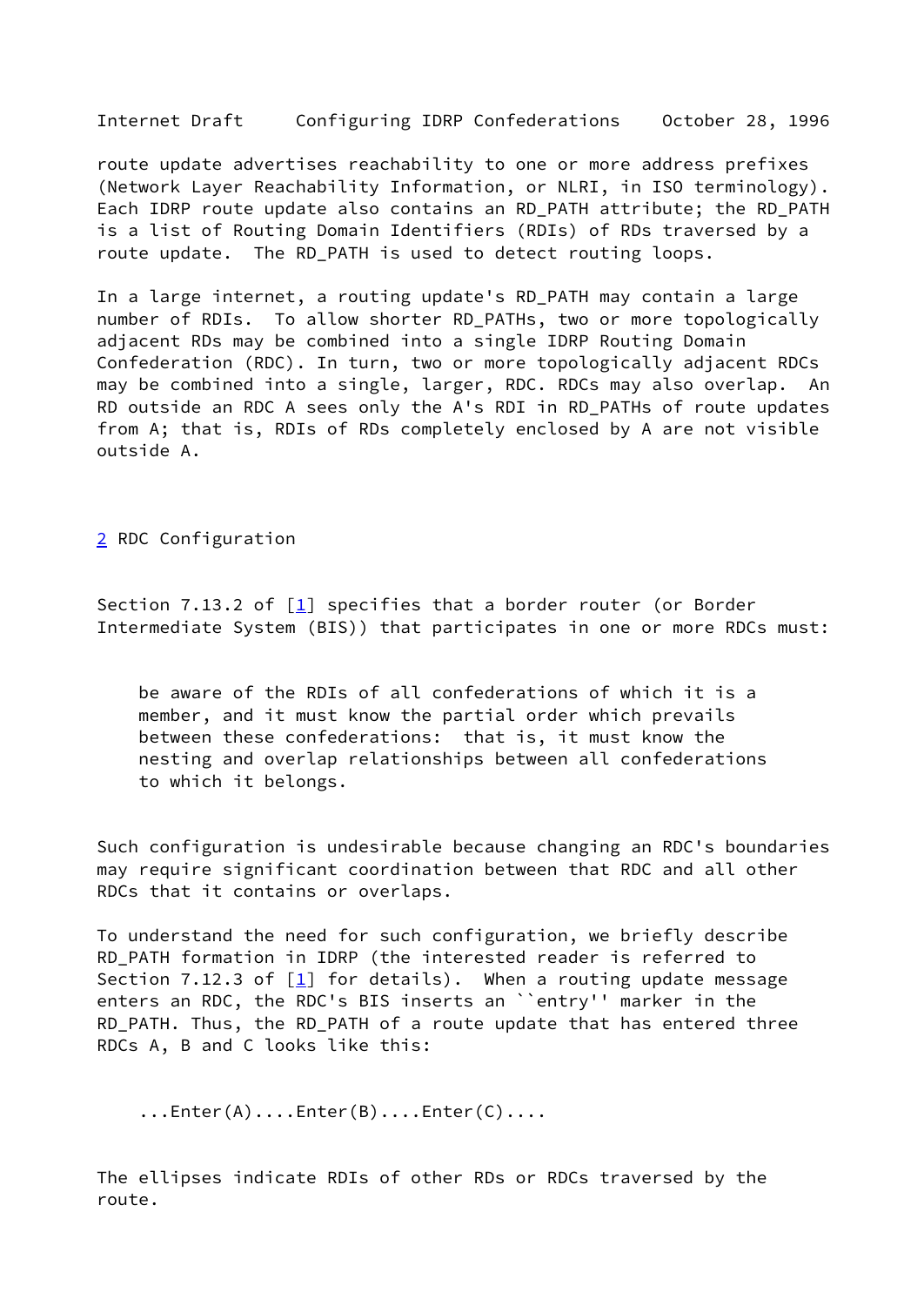route update advertises reachability to one or more address prefixes (Network Layer Reachability Information, or NLRI, in ISO terminology). Each IDRP route update also contains an RD_PATH attribute; the RD_PATH is a list of Routing Domain Identifiers (RDIs) of RDs traversed by a route update. The RD_PATH is used to detect routing loops.

In a large internet, a routing update's RD_PATH may contain a large number of RDIs. To allow shorter RD_PATHs, two or more topologically adjacent RDs may be combined into a single IDRP Routing Domain Confederation (RDC). In turn, two or more topologically adjacent RDCs may be combined into a single, larger, RDC. RDCs may also overlap. An RD outside an RDC A sees only the A's RDI in RD_PATHs of route updates from A; that is, RDIs of RDs completely enclosed by A are not visible outside A.

## 2 RDC Configuration

Section 7.13.2 of [1] specifies that a border router (or Border Intermediate System (BIS)) that participates in one or more RDCs must:

> be aware of the RDIs of all confederations of which it is a member, and it must know the partial order which prevails between these confederations: that is, it must know the nesting and overlap relationships between all confederations to which it belongs.

Such configuration is undesirable because changing an RDC's boundaries may require significant coordination between that RDC and all other RDCs that it contains or overlaps.

To understand the need for such configuration, we briefly describe RD_PATH formation in IDRP (the interested reader is referred to Section 7.12.3 of [1] for details). When a routing update message enters an RDC, the RDC's BIS inserts an ``entry'' marker in the RD_PATH. Thus, the RD_PATH of a route update that has entered three RDCs A, B and C looks like this:

```
...Enter(A)....Enter(B)....Enter(C)....
```

The ellipses indicate RDIs of other RDs or RDCs traversed by the route.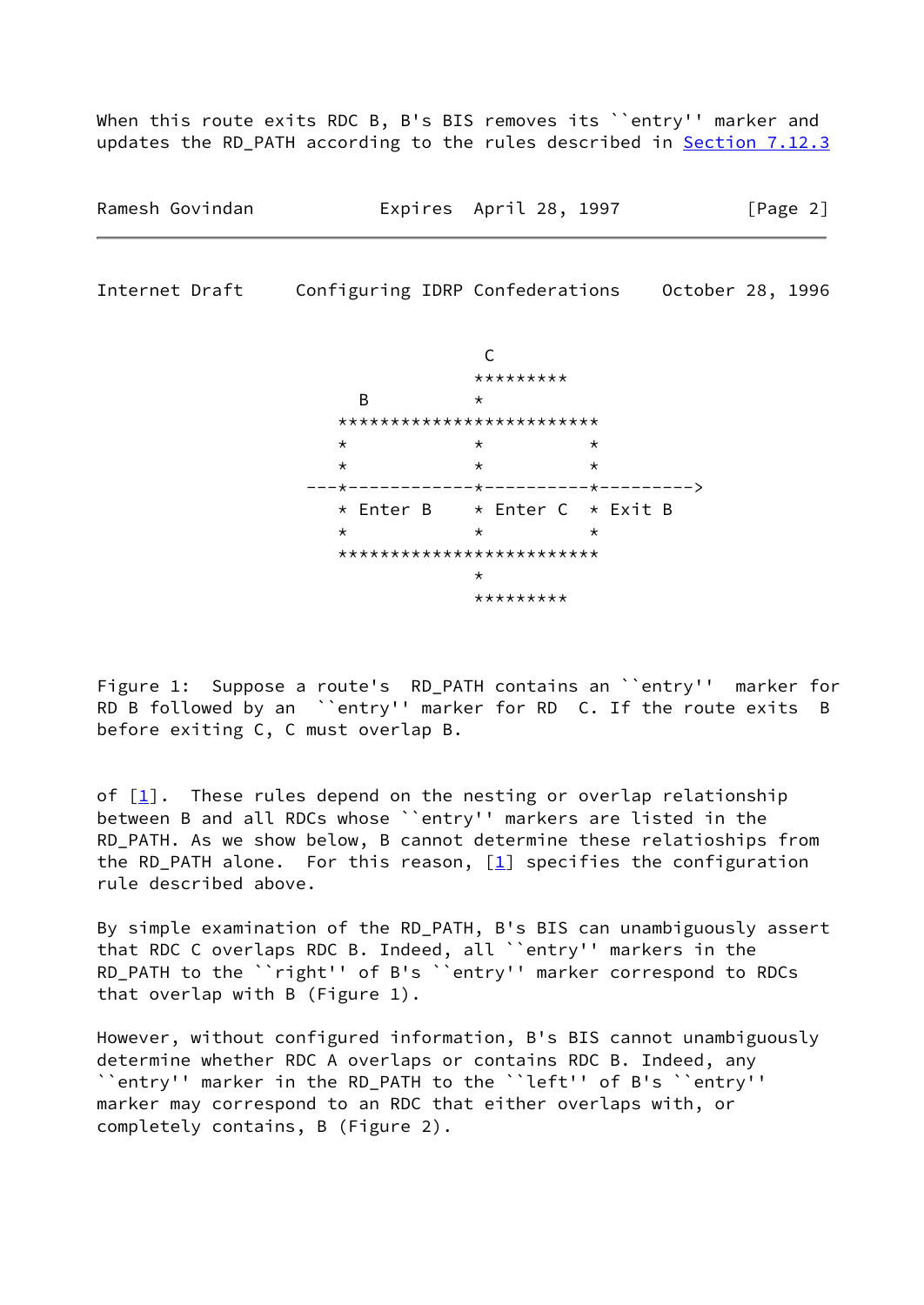When this route exits RDC B, B's BIS removes its ``entry'' marker and updates the RD_PATH according to the rules described in Section 7.12.3

```
                         C
                        *********
            B           *
          *************************
          *             *          *
          *             *          *
       ---*-------------*----------*--------->
          * Enter B     * Enter C  * Exit B
          *             *          *
          *************************
                        *
                        *********
```

Figure 1: Suppose a route's RD_PATH contains an ``entry'' marker for RD B followed by an ``entry'' marker for RD C. If the route exits B before exiting C, C must overlap B.

of [1]. These rules depend on the nesting or overlap relationship between B and all RDCs whose ``entry'' markers are listed in the RD_PATH. As we show below, B cannot determine these relatioships from the RD_PATH alone. For this reason, [1] specifies the configuration rule described above.

By simple examination of the RD_PATH, B's BIS can unambiguously assert that RDC C overlaps RDC B. Indeed, all ``entry'' markers in the RD_PATH to the ``right'' of B's ``entry'' marker correspond to RDCs that overlap with B (Figure 1).

However, without configured information, B's BIS cannot unambiguously determine whether RDC A overlaps or contains RDC B. Indeed, any ``entry'' marker in the RD_PATH to the ``left'' of B's ``entry'' marker may correspond to an RDC that either overlaps with, or completely contains, B (Figure 2).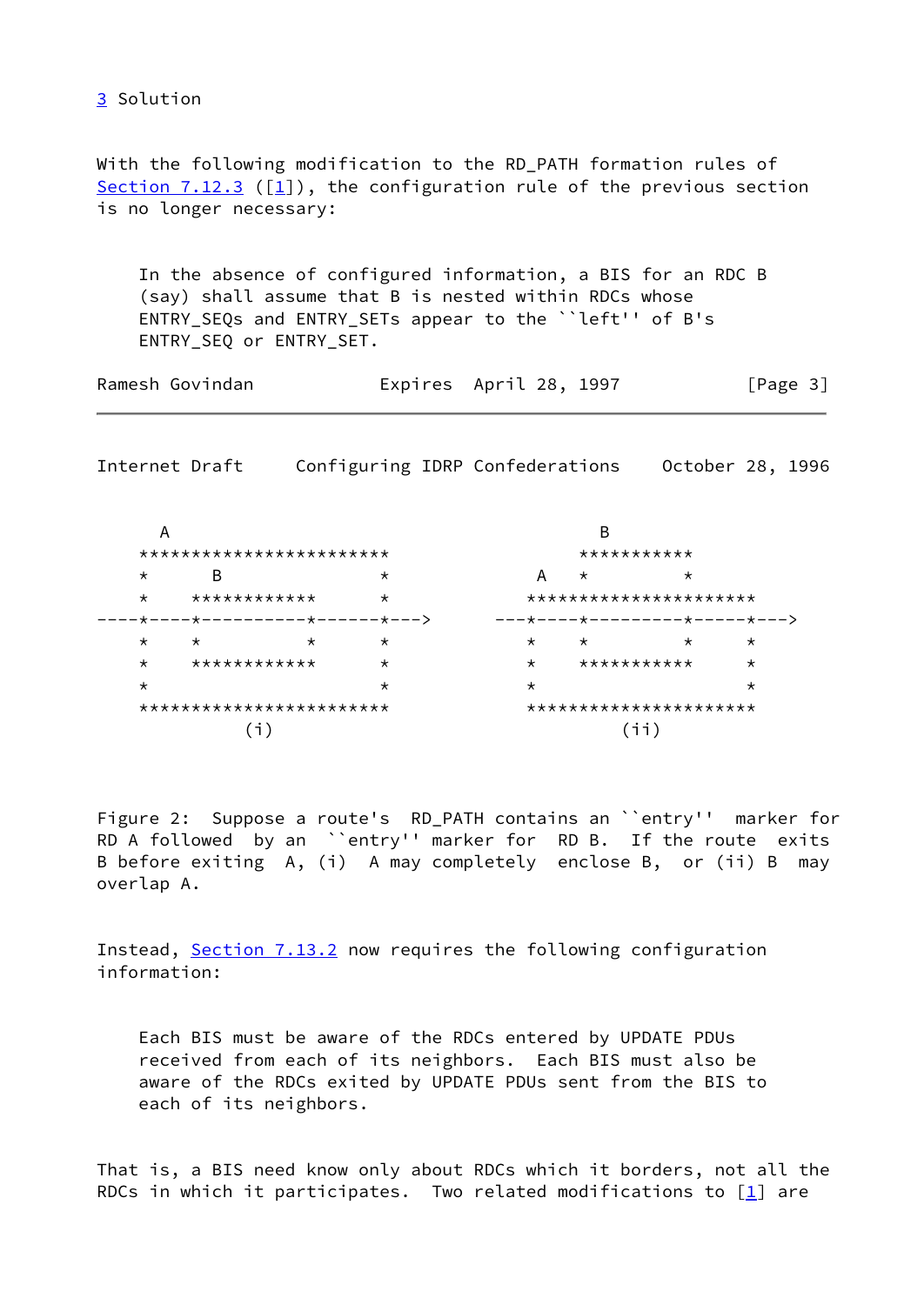## 3 Solution

With the following modification to the RD_PATH formation rules of Section 7.12.3 ([1]), the configuration rule of the previous section is no longer necessary:

> In the absence of configured information, a BIS for an RDC B (say) shall assume that B is nested within RDCs whose ENTRY_SEQs and ENTRY_SETs appear to the ``left'' of B's ENTRY_SEQ or ENTRY_SET.

```
      A                                             B
    ************************                  ***********
    *      B               *              A    *          *
    *    ************      *             **********************
----*----*----------*------*--->      ---*----*---------*-----*--->
    *    *          *      *             *    *         *     *
    *    ************      *             *    ***********     *
    *                      *             *                    *
    ************************             **********************
              (i)                                  (ii)
```

Figure 2: Suppose a route's RD_PATH contains an ``entry'' marker for RD A followed by an ``entry'' marker for RD B. If the route exits B before exiting A, (i) A may completely enclose B, or (ii) B may overlap A.

Instead, Section 7.13.2 now requires the following configuration information:

> Each BIS must be aware of the RDCs entered by UPDATE PDUs received from each of its neighbors. Each BIS must also be aware of the RDCs exited by UPDATE PDUs sent from the BIS to each of its neighbors.

That is, a BIS need know only about RDCs which it borders, not all the RDCs in which it participates. Two related modifications to [1] are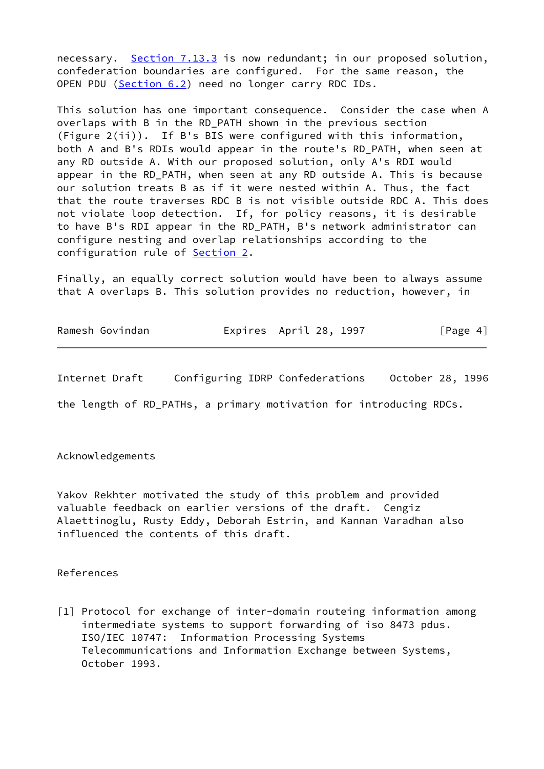necessary. Section 7.13.3 is now redundant; in our proposed solution, confederation boundaries are configured. For the same reason, the OPEN PDU (Section 6.2) need no longer carry RDC IDs.

This solution has one important consequence. Consider the case when A overlaps with B in the RD_PATH shown in the previous section (Figure 2(ii)). If B's BIS were configured with this information, both A and B's RDIs would appear in the route's RD_PATH, when seen at any RD outside A. With our proposed solution, only A's RDI would appear in the RD_PATH, when seen at any RD outside A. This is because our solution treats B as if it were nested within A. Thus, the fact that the route traverses RDC B is not visible outside RDC A. This does not violate loop detection. If, for policy reasons, it is desirable to have B's RDI appear in the RD_PATH, B's network administrator can configure nesting and overlap relationships according to the configuration rule of Section 2.

Finally, an equally correct solution would have been to always assume that A overlaps B. This solution provides no reduction, however, in the length of RD_PATHs, a primary motivation for introducing RDCs.

## Acknowledgements

Yakov Rekhter motivated the study of this problem and provided valuable feedback on earlier versions of the draft. Cengiz Alaettinoglu, Rusty Eddy, Deborah Estrin, and Kannan Varadhan also influenced the contents of this draft.

## References

[1] Protocol for exchange of inter-domain routeing information among intermediate systems to support forwarding of iso 8473 pdus. ISO/IEC 10747: Information Processing Systems Telecommunications and Information Exchange between Systems, October 1993.